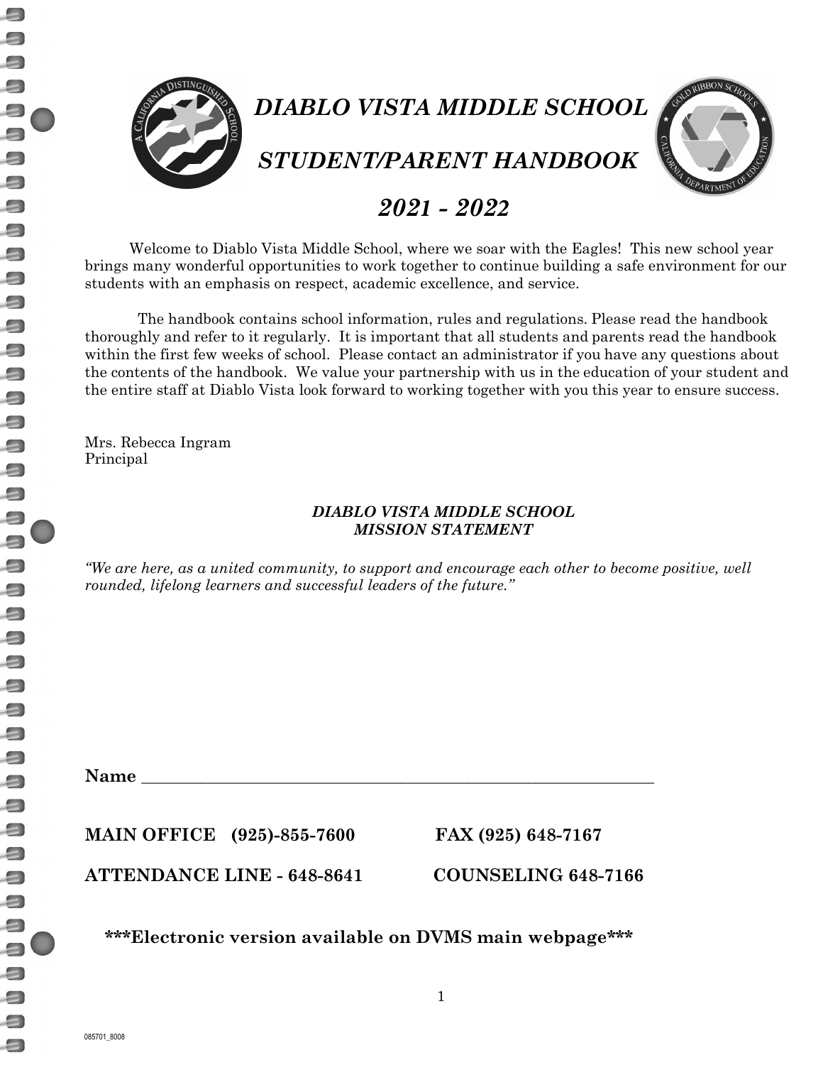# *DIABLO VISTA MIDDLE SCHOOL*

# *STUDENT/PARENT HANDBOOK*

## *2021 - 2022*

Welcome to Diablo Vista Middle School, where we soar with the Eagles! This new school year brings many wonderful opportunities to work together to continue building a safe environment for our students with an emphasis on respect, academic excellence, and service.

The handbook contains school information, rules and regulations. Please read the handbook thoroughly and refer to it regularly. It is important that all students and parents read the handbook within the first few weeks of school. Please contact an administrator if you have any questions about the contents of the handbook. We value your partnership with us in the education of your student and the entire staff at Diablo Vista look forward to working together with you this year to ensure success.

Mrs. Rebecca Ingram
Principal

### *DIABLO VISTA MIDDLE SCHOOL MISSION STATEMENT*

*"We are here, as a united community, to support and encourage each other to become positive, well rounded, lifelong learners and successful leaders of the future."*

**Name** ___________________________________________________________

**MAIN OFFICE (925)-855-7600** **FAX (925) 648-7167**

**ATTENDANCE LINE - 648-8641** **COUNSELING 648-7166**

**\*\*\*Electronic version available on DVMS main webpage\*\*\***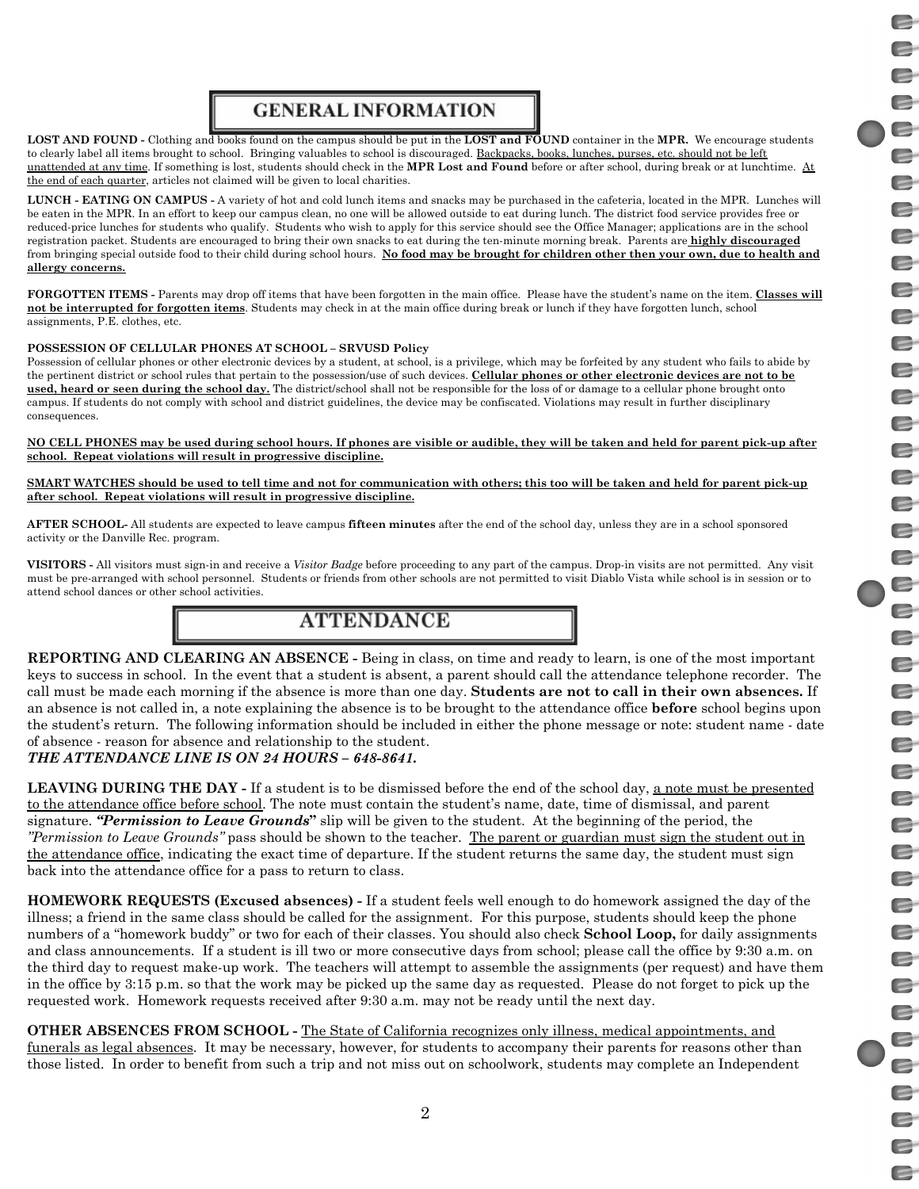# GENERAL INFORMATION

**LOST AND FOUND -** Clothing and books found on the campus should be put in the **LOST and FOUND** container in the **MPR.** We encourage students to clearly label all items brought to school. Bringing valuables to school is discouraged. <u>Backpacks, books, lunches, purses, etc. should not be left unattended at any time</u>. If something is lost, students should check in the **MPR Lost and Found** before or after school, during break or at lunchtime. <u>At the end of each quarter</u>, articles not claimed will be given to local charities.

**LUNCH - EATING ON CAMPUS -** A variety of hot and cold lunch items and snacks may be purchased in the cafeteria, located in the MPR. Lunches will be eaten in the MPR. In an effort to keep our campus clean, no one will be allowed outside to eat during lunch. The district food service provides free or reduced-price lunches for students who qualify. Students who wish to apply for this service should see the Office Manager; applications are in the school registration packet. Students are encouraged to bring their own snacks to eat during the ten-minute morning break. Parents are **<u>highly discouraged</u>** from bringing special outside food to their child during school hours. **<u>No food may be brought for children other then your own, due to health and allergy concerns.</u>**

**FORGOTTEN ITEMS -** Parents may drop off items that have been forgotten in the main office. Please have the student's name on the item. **<u>Classes will not be interrupted for forgotten items</u>**. Students may check in at the main office during break or lunch if they have forgotten lunch, school assignments, P.E. clothes, etc.

**POSSESSION OF CELLULAR PHONES AT SCHOOL – SRVUSD Policy**

Possession of cellular phones or other electronic devices by a student, at school, is a privilege, which may be forfeited by any student who fails to abide by the pertinent district or school rules that pertain to the possession/use of such devices. **<u>Cellular phones or other electronic devices are not to be used, heard or seen during the school day.</u>** The district/school shall not be responsible for the loss of or damage to a cellular phone brought onto campus. If students do not comply with school and district guidelines, the device may be confiscated. Violations may result in further disciplinary consequences.

**<u>NO CELL PHONES may be used during school hours. If phones are visible or audible, they will be taken and held for parent pick-up after school. Repeat violations will result in progressive discipline.</u>**

**<u>SMART WATCHES should be used to tell time and not for communication with others; this too will be taken and held for parent pick-up after school. Repeat violations will result in progressive discipline.</u>**

**AFTER SCHOOL-** All students are expected to leave campus **fifteen minutes** after the end of the school day, unless they are in a school sponsored activity or the Danville Rec. program.

**VISITORS -** All visitors must sign-in and receive a *Visitor Badge* before proceeding to any part of the campus. Drop-in visits are not permitted. Any visit must be pre-arranged with school personnel. Students or friends from other schools are not permitted to visit Diablo Vista while school is in session or to attend school dances or other school activities.

# ATTENDANCE

**REPORTING AND CLEARING AN ABSENCE -** Being in class, on time and ready to learn, is one of the most important keys to success in school. In the event that a student is absent, a parent should call the attendance telephone recorder. The call must be made each morning if the absence is more than one day. **Students are not to call in their own absences.** If an absence is not called in, a note explaining the absence is to be brought to the attendance office **before** school begins upon the student's return. The following information should be included in either the phone message or note: student name - date of absence - reason for absence and relationship to the student.

***THE ATTENDANCE LINE IS ON 24 HOURS – 648-8641.***

**LEAVING DURING THE DAY -** If a student is to be dismissed before the end of the school day, <u>a note must be presented to the attendance office before school</u>. The note must contain the student's name, date, time of dismissal, and parent signature. ***"Permission to Leave Grounds*"** slip will be given to the student. At the beginning of the period, the *"Permission to Leave Grounds"* pass should be shown to the teacher. <u>The parent or guardian must sign the student out in the attendance office</u>, indicating the exact time of departure. If the student returns the same day, the student must sign back into the attendance office for a pass to return to class.

**HOMEWORK REQUESTS (Excused absences) -** If a student feels well enough to do homework assigned the day of the illness; a friend in the same class should be called for the assignment. For this purpose, students should keep the phone numbers of a "homework buddy" or two for each of their classes. You should also check **School Loop,** for daily assignments and class announcements. If a student is ill two or more consecutive days from school; please call the office by 9:30 a.m. on the third day to request make-up work. The teachers will attempt to assemble the assignments (per request) and have them in the office by 3:15 p.m. so that the work may be picked up the same day as requested. Please do not forget to pick up the requested work. Homework requests received after 9:30 a.m. may not be ready until the next day.

**OTHER ABSENCES FROM SCHOOL -** <u>The State of California recognizes only illness, medical appointments, and funerals as legal absences</u>. It may be necessary, however, for students to accompany their parents for reasons other than those listed. In order to benefit from such a trip and not miss out on schoolwork, students may complete an Independent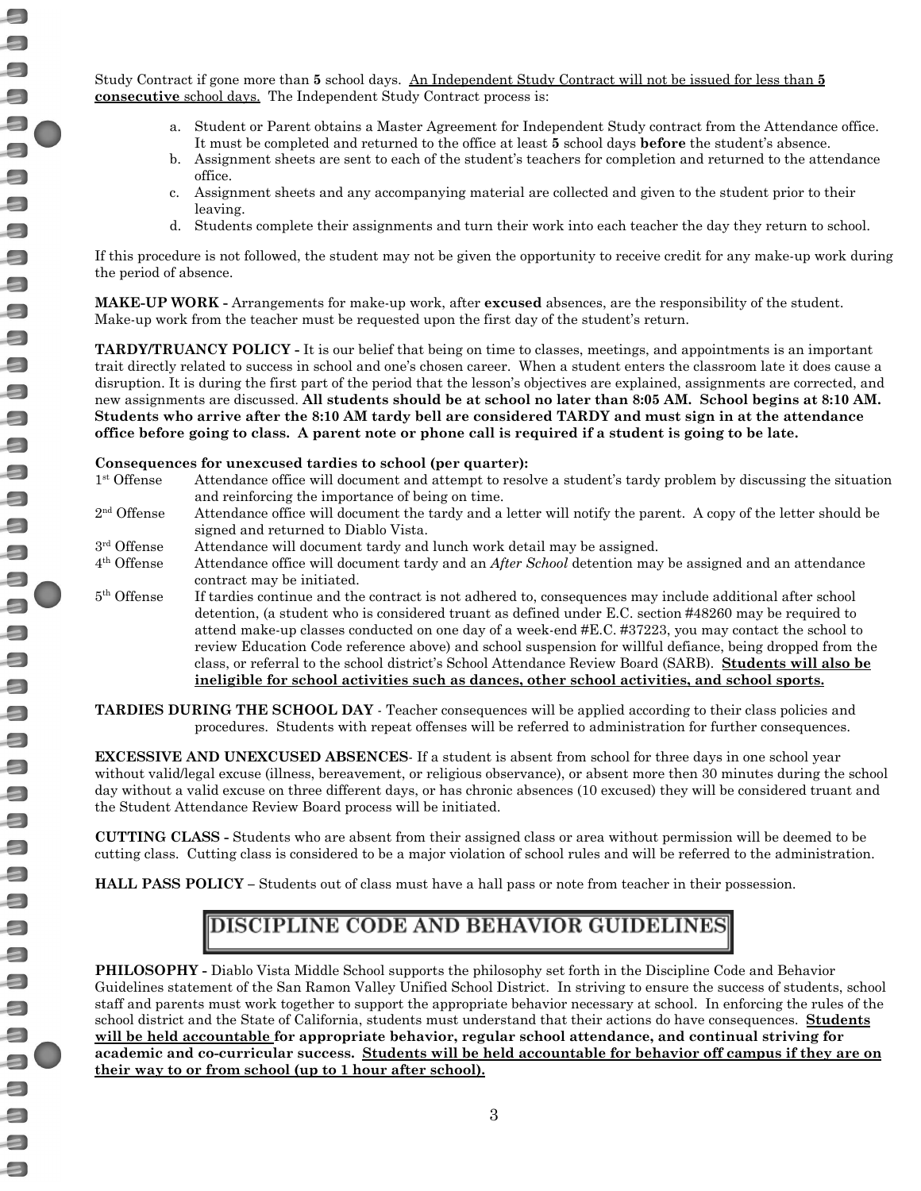Study Contract if gone more than **5** school days. <u>An Independent Study Contract will not be issued for less than **5** **consecutive** school days.</u> The Independent Study Contract process is:

a. Student or Parent obtains a Master Agreement for Independent Study contract from the Attendance office. It must be completed and returned to the office at least **5** school days **before** the student's absence.
b. Assignment sheets are sent to each of the student's teachers for completion and returned to the attendance office.
c. Assignment sheets and any accompanying material are collected and given to the student prior to their leaving.
d. Students complete their assignments and turn their work into each teacher the day they return to school.

If this procedure is not followed, the student may not be given the opportunity to receive credit for any make-up work during the period of absence.

**MAKE-UP WORK -** Arrangements for make-up work, after **excused** absences, are the responsibility of the student. Make-up work from the teacher must be requested upon the first day of the student's return.

**TARDY/TRUANCY POLICY -** It is our belief that being on time to classes, meetings, and appointments is an important trait directly related to success in school and one's chosen career. When a student enters the classroom late it does cause a disruption. It is during the first part of the period that the lesson's objectives are explained, assignments are corrected, and new assignments are discussed. **All students should be at school no later than 8:05 AM. School begins at 8:10 AM. Students who arrive after the 8:10 AM tardy bell are considered TARDY and must sign in at the attendance office before going to class. A parent note or phone call is required if a student is going to be late.**

**Consequences for unexcused tardies to school (per quarter):**

1st Offense — Attendance office will document and attempt to resolve a student's tardy problem by discussing the situation and reinforcing the importance of being on time.

2nd Offense — Attendance office will document the tardy and a letter will notify the parent. A copy of the letter should be signed and returned to Diablo Vista.

3rd Offense — Attendance will document tardy and lunch work detail may be assigned.

4th Offense — Attendance office will document tardy and an *After School* detention may be assigned and an attendance contract may be initiated.

5th Offense — If tardies continue and the contract is not adhered to, consequences may include additional after school detention, (a student who is considered truant as defined under E.C. section #48260 may be required to attend make-up classes conducted on one day of a week-end #E.C. #37223, you may contact the school to review Education Code reference above) and school suspension for willful defiance, being dropped from the class, or referral to the school district's School Attendance Review Board (SARB). **<u>Students will also be ineligible for school activities such as dances, other school activities, and school sports.</u>**

**TARDIES DURING THE SCHOOL DAY** - Teacher consequences will be applied according to their class policies and procedures. Students with repeat offenses will be referred to administration for further consequences.

**EXCESSIVE AND UNEXCUSED ABSENCES**- If a student is absent from school for three days in one school year without valid/legal excuse (illness, bereavement, or religious observance), or absent more then 30 minutes during the school day without a valid excuse on three different days, or has chronic absences (10 excused) they will be considered truant and the Student Attendance Review Board process will be initiated.

**CUTTING CLASS -** Students who are absent from their assigned class or area without permission will be deemed to be cutting class. Cutting class is considered to be a major violation of school rules and will be referred to the administration.

**HALL PASS POLICY –** Students out of class must have a hall pass or note from teacher in their possession.

## DISCIPLINE CODE AND BEHAVIOR GUIDELINES

**PHILOSOPHY -** Diablo Vista Middle School supports the philosophy set forth in the Discipline Code and Behavior Guidelines statement of the San Ramon Valley Unified School District. In striving to ensure the success of students, school staff and parents must work together to support the appropriate behavior necessary at school. In enforcing the rules of the school district and the State of California, students must understand that their actions do have consequences. **<u>Students will be held accountable</u> for appropriate behavior, regular school attendance, and continual striving for academic and co-curricular success. <u>Students will be held accountable for behavior off campus if they are on their way to or from school (up to 1 hour after school).</u>**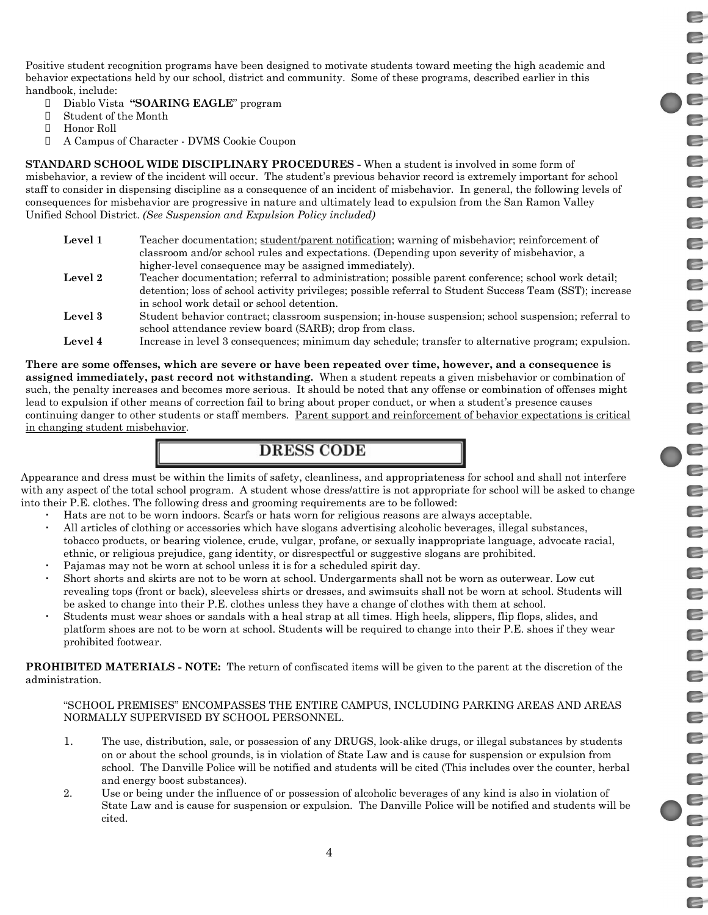Positive student recognition programs have been designed to motivate students toward meeting the high academic and behavior expectations held by our school, district and community. Some of these programs, described earlier in this handbook, include:

- Diablo Vista **"SOARING EAGLE"** program
- Student of the Month
- Honor Roll
- A Campus of Character - DVMS Cookie Coupon

**STANDARD SCHOOL WIDE DISCIPLINARY PROCEDURES -** When a student is involved in some form of misbehavior, a review of the incident will occur. The student's previous behavior record is extremely important for school staff to consider in dispensing discipline as a consequence of an incident of misbehavior. In general, the following levels of consequences for misbehavior are progressive in nature and ultimately lead to expulsion from the San Ramon Valley Unified School District. *(See Suspension and Expulsion Policy included)*

| | |
|---|---|
| **Level 1** | Teacher documentation; <u>student/parent notification</u>; warning of misbehavior; reinforcement of classroom and/or school rules and expectations. (Depending upon severity of misbehavior, a higher-level consequence may be assigned immediately). |
| **Level 2** | Teacher documentation; referral to administration; possible parent conference; school work detail; detention; loss of school activity privileges; possible referral to Student Success Team (SST); increase in school work detail or school detention. |
| **Level 3** | Student behavior contract; classroom suspension; in-house suspension; school suspension; referral to school attendance review board (SARB); drop from class. |
| **Level 4** | Increase in level 3 consequences; minimum day schedule; transfer to alternative program; expulsion. |

**There are some offenses, which are severe or have been repeated over time, however, and a consequence is assigned immediately, past record not withstanding.** When a student repeats a given misbehavior or combination of such, the penalty increases and becomes more serious. It should be noted that any offense or combination of offenses might lead to expulsion if other means of correction fail to bring about proper conduct, or when a student's presence causes continuing danger to other students or staff members. <u>Parent support and reinforcement of behavior expectations is critical in changing student misbehavior</u>.

## DRESS CODE

Appearance and dress must be within the limits of safety, cleanliness, and appropriateness for school and shall not interfere with any aspect of the total school program. A student whose dress/attire is not appropriate for school will be asked to change into their P.E. clothes. The following dress and grooming requirements are to be followed:

- Hats are not to be worn indoors. Scarfs or hats worn for religious reasons are always acceptable.
- All articles of clothing or accessories which have slogans advertising alcoholic beverages, illegal substances, tobacco products, or bearing violence, crude, vulgar, profane, or sexually inappropriate language, advocate racial, ethnic, or religious prejudice, gang identity, or disrespectful or suggestive slogans are prohibited.
- Pajamas may not be worn at school unless it is for a scheduled spirit day.
- Short shorts and skirts are not to be worn at school. Undergarments shall not be worn as outerwear. Low cut revealing tops (front or back), sleeveless shirts or dresses, and swimsuits shall not be worn at school. Students will be asked to change into their P.E. clothes unless they have a change of clothes with them at school.
- Students must wear shoes or sandals with a heal strap at all times. High heels, slippers, flip flops, slides, and platform shoes are not to be worn at school. Students will be required to change into their P.E. shoes if they wear prohibited footwear.

**PROHIBITED MATERIALS - NOTE:** The return of confiscated items will be given to the parent at the discretion of the administration.

"SCHOOL PREMISES" ENCOMPASSES THE ENTIRE CAMPUS, INCLUDING PARKING AREAS AND AREAS NORMALLY SUPERVISED BY SCHOOL PERSONNEL.

1. The use, distribution, sale, or possession of any DRUGS, look-alike drugs, or illegal substances by students on or about the school grounds, is in violation of State Law and is cause for suspension or expulsion from school. The Danville Police will be notified and students will be cited (This includes over the counter, herbal and energy boost substances).
2. Use or being under the influence of or possession of alcoholic beverages of any kind is also in violation of State Law and is cause for suspension or expulsion. The Danville Police will be notified and students will be cited.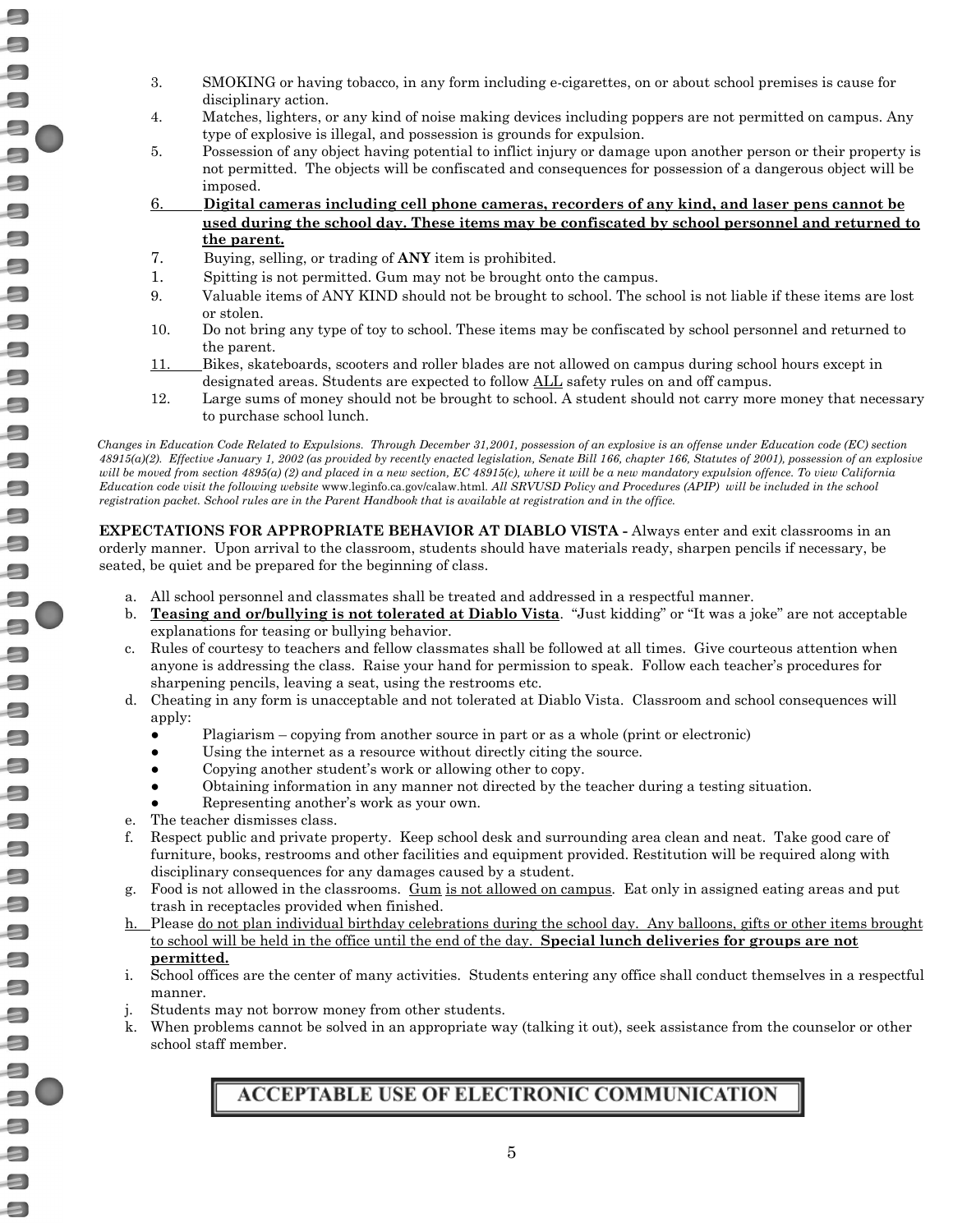3. SMOKING or having tobacco, in any form including e-cigarettes, on or about school premises is cause for disciplinary action.
4. Matches, lighters, or any kind of noise making devices including poppers are not permitted on campus. Any type of explosive is illegal, and possession is grounds for expulsion.
5. Possession of any object having potential to inflict injury or damage upon another person or their property is not permitted. The objects will be confiscated and consequences for possession of a dangerous object will be imposed.
6. <u>**Digital cameras including cell phone cameras, recorders of any kind, and laser pens cannot be used during the school day. These items may be confiscated by school personnel and returned to the parent.**</u>
7. Buying, selling, or trading of **ANY** item is prohibited.
1. Spitting is not permitted. Gum may not be brought onto the campus.
9. Valuable items of ANY KIND should not be brought to school. The school is not liable if these items are lost or stolen.
10. Do not bring any type of toy to school. These items may be confiscated by school personnel and returned to the parent.
11. Bikes, skateboards, scooters and roller blades are not allowed on campus during school hours except in designated areas. Students are expected to follow <u>ALL</u> safety rules on and off campus.
12. Large sums of money should not be brought to school. A student should not carry more money that necessary to purchase school lunch.

*Changes in Education Code Related to Expulsions. Through December 31,2001, possession of an explosive is an offense under Education code (EC) section 48915(a)(2). Effective January 1, 2002 (as provided by recently enacted legislation, Senate Bill 166, chapter 166, Statutes of 2001), possession of an explosive will be moved from section 4895(a) (2) and placed in a new section, EC 48915(c), where it will be a new mandatory expulsion offence. To view California Education code visit the following website* www.leginfo.ca.gov/calaw.html. *All SRVUSD Policy and Procedures (APIP) will be included in the school registration packet. School rules are in the Parent Handbook that is available at registration and in the office.*

**EXPECTATIONS FOR APPROPRIATE BEHAVIOR AT DIABLO VISTA -** Always enter and exit classrooms in an orderly manner. Upon arrival to the classroom, students should have materials ready, sharpen pencils if necessary, be seated, be quiet and be prepared for the beginning of class.

a. All school personnel and classmates shall be treated and addressed in a respectful manner.
b. <u>**Teasing and or/bullying is not tolerated at Diablo Vista**</u>. "Just kidding" or "It was a joke" are not acceptable explanations for teasing or bullying behavior.
c. Rules of courtesy to teachers and fellow classmates shall be followed at all times. Give courteous attention when anyone is addressing the class. Raise your hand for permission to speak. Follow each teacher's procedures for sharpening pencils, leaving a seat, using the restrooms etc.
d. Cheating in any form is unacceptable and not tolerated at Diablo Vista. Classroom and school consequences will apply:
   - Plagiarism – copying from another source in part or as a whole (print or electronic)
   - Using the internet as a resource without directly citing the source.
   - Copying another student's work or allowing other to copy.
   - Obtaining information in any manner not directed by the teacher during a testing situation.
   - Representing another's work as your own.
e. The teacher dismisses class.
f. Respect public and private property. Keep school desk and surrounding area clean and neat. Take good care of furniture, books, restrooms and other facilities and equipment provided. Restitution will be required along with disciplinary consequences for any damages caused by a student.
g. Food is not allowed in the classrooms. <u>Gum</u> <u>is not allowed on campus</u>. Eat only in assigned eating areas and put trash in receptacles provided when finished.
h. <u>Please do not plan individual birthday celebrations during the school day. Any balloons, gifts or other items brought to school will be held in the office until the end of the day.</u> <u>**Special lunch deliveries for groups are not permitted.**</u>
i. School offices are the center of many activities. Students entering any office shall conduct themselves in a respectful manner.
j. Students may not borrow money from other students.
k. When problems cannot be solved in an appropriate way (talking it out), seek assistance from the counselor or other school staff member.

## ACCEPTABLE USE OF ELECTRONIC COMMUNICATION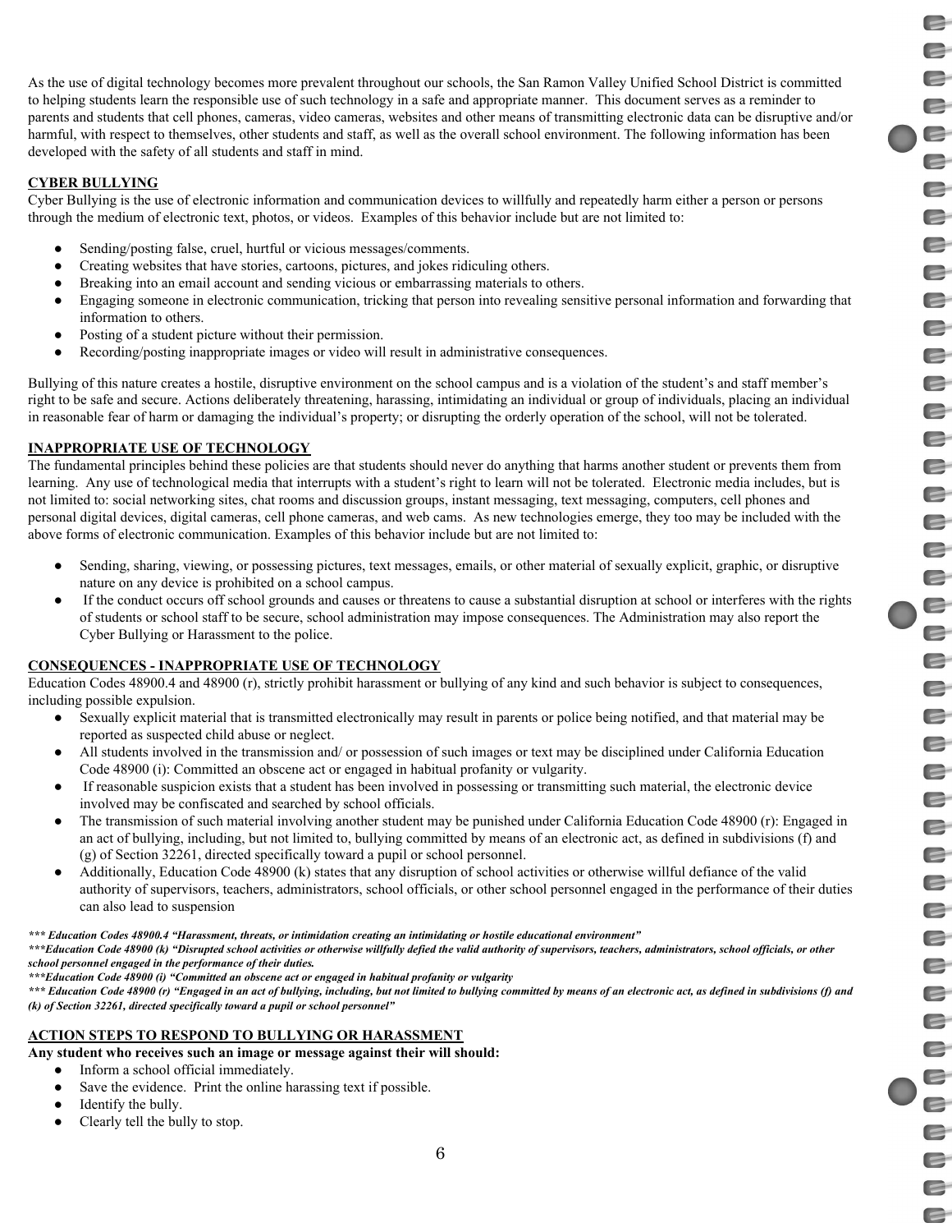As the use of digital technology becomes more prevalent throughout our schools, the San Ramon Valley Unified School District is committed to helping students learn the responsible use of such technology in a safe and appropriate manner. This document serves as a reminder to parents and students that cell phones, cameras, video cameras, websites and other means of transmitting electronic data can be disruptive and/or harmful, with respect to themselves, other students and staff, as well as the overall school environment. The following information has been developed with the safety of all students and staff in mind.

## CYBER BULLYING

Cyber Bullying is the use of electronic information and communication devices to willfully and repeatedly harm either a person or persons through the medium of electronic text, photos, or videos. Examples of this behavior include but are not limited to:

- Sending/posting false, cruel, hurtful or vicious messages/comments.
- Creating websites that have stories, cartoons, pictures, and jokes ridiculing others.
- Breaking into an email account and sending vicious or embarrassing materials to others.
- Engaging someone in electronic communication, tricking that person into revealing sensitive personal information and forwarding that information to others.
- Posting of a student picture without their permission.
- Recording/posting inappropriate images or video will result in administrative consequences.

Bullying of this nature creates a hostile, disruptive environment on the school campus and is a violation of the student's and staff member's right to be safe and secure. Actions deliberately threatening, harassing, intimidating an individual or group of individuals, placing an individual in reasonable fear of harm or damaging the individual's property; or disrupting the orderly operation of the school, will not be tolerated.

## INAPPROPRIATE USE OF TECHNOLOGY

The fundamental principles behind these policies are that students should never do anything that harms another student or prevents them from learning. Any use of technological media that interrupts with a student's right to learn will not be tolerated. Electronic media includes, but is not limited to: social networking sites, chat rooms and discussion groups, instant messaging, text messaging, computers, cell phones and personal digital devices, digital cameras, cell phone cameras, and web cams. As new technologies emerge, they too may be included with the above forms of electronic communication. Examples of this behavior include but are not limited to:

- Sending, sharing, viewing, or possessing pictures, text messages, emails, or other material of sexually explicit, graphic, or disruptive nature on any device is prohibited on a school campus.
- If the conduct occurs off school grounds and causes or threatens to cause a substantial disruption at school or interferes with the rights of students or school staff to be secure, school administration may impose consequences. The Administration may also report the Cyber Bullying or Harassment to the police.

## CONSEQUENCES - INAPPROPRIATE USE OF TECHNOLOGY

Education Codes 48900.4 and 48900 (r), strictly prohibit harassment or bullying of any kind and such behavior is subject to consequences, including possible expulsion.

- Sexually explicit material that is transmitted electronically may result in parents or police being notified, and that material may be reported as suspected child abuse or neglect.
- All students involved in the transmission and/ or possession of such images or text may be disciplined under California Education Code 48900 (i): Committed an obscene act or engaged in habitual profanity or vulgarity.
- If reasonable suspicion exists that a student has been involved in possessing or transmitting such material, the electronic device involved may be confiscated and searched by school officials.
- The transmission of such material involving another student may be punished under California Education Code 48900 (r): Engaged in an act of bullying, including, but not limited to, bullying committed by means of an electronic act, as defined in subdivisions (f) and (g) of Section 32261, directed specifically toward a pupil or school personnel.
- Additionally, Education Code 48900 (k) states that any disruption of school activities or otherwise willful defiance of the valid authority of supervisors, teachers, administrators, school officials, or other school personnel engaged in the performance of their duties can also lead to suspension

***\*\*\* Education Codes 48900.4 "Harassment, threats, or intimidation creating an intimidating or hostile educational environment"***
***\*\*\*Education Code 48900 (k) "Disrupted school activities or otherwise willfully defied the valid authority of supervisors, teachers, administrators, school officials, or other school personnel engaged in the performance of their duties.***
***\*\*\*Education Code 48900 (i) "Committed an obscene act or engaged in habitual profanity or vulgarity***
***\*\*\* Education Code 48900 (r) "Engaged in an act of bullying, including, but not limited to bullying committed by means of an electronic act, as defined in subdivisions (f) and (k) of Section 32261, directed specifically toward a pupil or school personnel"***

## ACTION STEPS TO RESPOND TO BULLYING OR HARASSMENT

**Any student who receives such an image or message against their will should:**

- Inform a school official immediately.
- Save the evidence. Print the online harassing text if possible.
- Identify the bully.
- Clearly tell the bully to stop.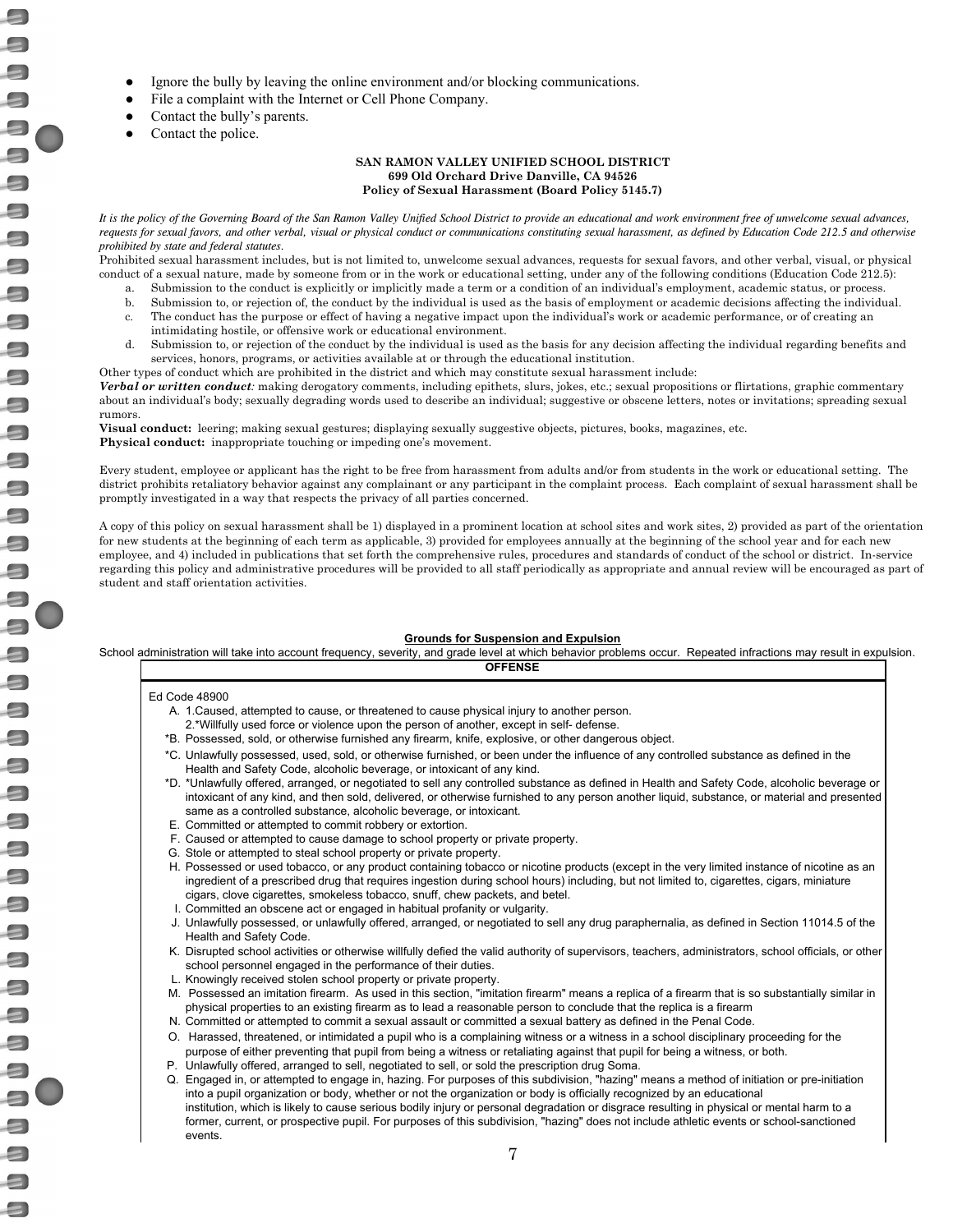- Ignore the bully by leaving the online environment and/or blocking communications.
- File a complaint with the Internet or Cell Phone Company.
- Contact the bully's parents.
- Contact the police.

**SAN RAMON VALLEY UNIFIED SCHOOL DISTRICT**
**699 Old Orchard Drive Danville, CA 94526**
**Policy of Sexual Harassment (Board Policy 5145.7)**

*It is the policy of the Governing Board of the San Ramon Valley Unified School District to provide an educational and work environment free of unwelcome sexual advances, requests for sexual favors, and other verbal, visual or physical conduct or communications constituting sexual harassment, as defined by Education Code 212.5 and otherwise prohibited by state and federal statutes.*

Prohibited sexual harassment includes, but is not limited to, unwelcome sexual advances, requests for sexual favors, and other verbal, visual, or physical conduct of a sexual nature, made by someone from or in the work or educational setting, under any of the following conditions (Education Code 212.5):

a. Submission to the conduct is explicitly or implicitly made a term or a condition of an individual's employment, academic status, or process.
b. Submission to, or rejection of, the conduct by the individual is used as the basis of employment or academic decisions affecting the individual.
c. The conduct has the purpose or effect of having a negative impact upon the individual's work or academic performance, or of creating an intimidating hostile, or offensive work or educational environment.
d. Submission to, or rejection of the conduct by the individual is used as the basis for any decision affecting the individual regarding benefits and services, honors, programs, or activities available at or through the educational institution.

Other types of conduct which are prohibited in the district and which may constitute sexual harassment include:

***Verbal or written conduct:*** making derogatory comments, including epithets, slurs, jokes, etc.; sexual propositions or flirtations, graphic commentary about an individual's body; sexually degrading words used to describe an individual; suggestive or obscene letters, notes or invitations; spreading sexual rumors.

**Visual conduct:** leering; making sexual gestures; displaying sexually suggestive objects, pictures, books, magazines, etc.

**Physical conduct:** inappropriate touching or impeding one's movement.

Every student, employee or applicant has the right to be free from harassment from adults and/or from students in the work or educational setting. The district prohibits retaliatory behavior against any complainant or any participant in the complaint process. Each complaint of sexual harassment shall be promptly investigated in a way that respects the privacy of all parties concerned.

A copy of this policy on sexual harassment shall be 1) displayed in a prominent location at school sites and work sites, 2) provided as part of the orientation for new students at the beginning of each term as applicable, 3) provided for employees annually at the beginning of the school year and for each new employee, and 4) included in publications that set forth the comprehensive rules, procedures and standards of conduct of the school or district. In-service regarding this policy and administrative procedures will be provided to all staff periodically as appropriate and annual review will be encouraged as part of student and staff orientation activities.

**Grounds for Suspension and Expulsion**

School administration will take into account frequency, severity, and grade level at which behavior problems occur. Repeated infractions may result in expulsion.

| OFFENSE |
|---|
| Ed Code 48900<br>A. 1.Caused, attempted to cause, or threatened to cause physical injury to another person.<br>2.*Willfully used force or violence upon the person of another, except in self- defense.<br>*B. Possessed, sold, or otherwise furnished any firearm, knife, explosive, or other dangerous object.<br>*C. Unlawfully possessed, used, sold, or otherwise furnished, or been under the influence of any controlled substance as defined in the Health and Safety Code, alcoholic beverage, or intoxicant of any kind.<br>*D. *Unlawfully offered, arranged, or negotiated to sell any controlled substance as defined in Health and Safety Code, alcoholic beverage or intoxicant of any kind, and then sold, delivered, or otherwise furnished to any person another liquid, substance, or material and presented same as a controlled substance, alcoholic beverage, or intoxicant.<br>E. Committed or attempted to commit robbery or extortion.<br>F. Caused or attempted to cause damage to school property or private property.<br>G. Stole or attempted to steal school property or private property.<br>H. Possessed or used tobacco, or any product containing tobacco or nicotine products (except in the very limited instance of nicotine as an ingredient of a prescribed drug that requires ingestion during school hours) including, but not limited to, cigarettes, cigars, miniature cigars, clove cigarettes, smokeless tobacco, snuff, chew packets, and betel.<br>I. Committed an obscene act or engaged in habitual profanity or vulgarity.<br>J. Unlawfully possessed, or unlawfully offered, arranged, or negotiated to sell any drug paraphernalia, as defined in Section 11014.5 of the Health and Safety Code.<br>K. Disrupted school activities or otherwise willfully defied the valid authority of supervisors, teachers, administrators, school officials, or other school personnel engaged in the performance of their duties.<br>L. Knowingly received stolen school property or private property.<br>M. Possessed an imitation firearm. As used in this section, "imitation firearm" means a replica of a firearm that is so substantially similar in physical properties to an existing firearm as to lead a reasonable person to conclude that the replica is a firearm<br>N. Committed or attempted to commit a sexual assault or committed a sexual battery as defined in the Penal Code.<br>O. Harassed, threatened, or intimidated a pupil who is a complaining witness or a witness in a school disciplinary proceeding for the purpose of either preventing that pupil from being a witness or retaliating against that pupil for being a witness, or both.<br>P. Unlawfully offered, arranged to sell, negotiated to sell, or sold the prescription drug Soma.<br>Q. Engaged in, or attempted to engage in, hazing. For purposes of this subdivision, "hazing" means a method of initiation or pre-initiation into a pupil organization or body, whether or not the organization or body is officially recognized by an educational institution, which is likely to cause serious bodily injury or personal degradation or disgrace resulting in physical or mental harm to a former, current, or prospective pupil. For purposes of this subdivision, "hazing" does not include athletic events or school-sanctioned events. |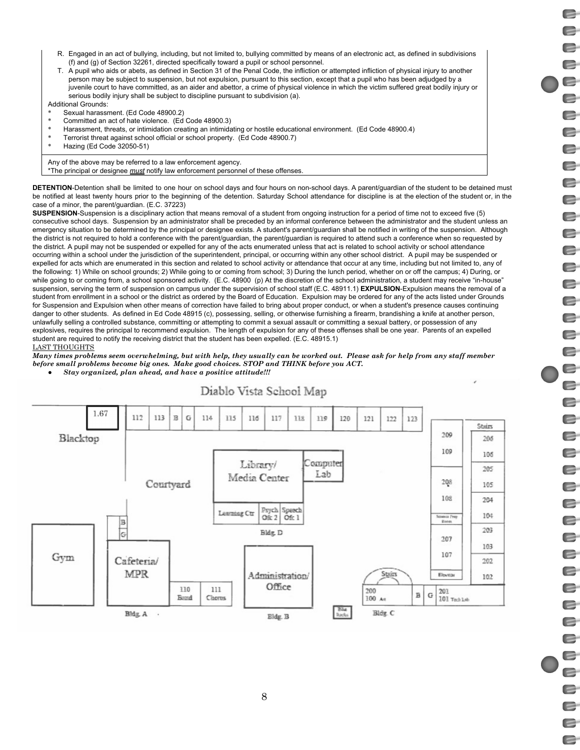R. Engaged in an act of bullying, including, but not limited to, bullying committed by means of an electronic act, as defined in subdivisions (f) and (g) of Section 32261, directed specifically toward a pupil or school personnel.

T. A pupil who aids or abets, as defined in Section 31 of the Penal Code, the infliction or attempted infliction of physical injury to another person may be subject to suspension, but not expulsion, pursuant to this section, except that a pupil who has been adjudged by a juvenile court to have committed, as an aider and abettor, a crime of physical violence in which the victim suffered great bodily injury or serious bodily injury shall be subject to discipline pursuant to subdivision (a).

Additional Grounds:

* Sexual harassment. (Ed Code 48900.2)
* Committed an act of hate violence. (Ed Code 48900.3)
* Harassment, threats, or intimidation creating an intimidating or hostile educational environment. (Ed Code 48900.4)
* Terrorist threat against school official or school property. (Ed Code 48900.7)
* Hazing (Ed Code 32050-51)

Any of the above may be referred to a law enforcement agency.
*The principal or designee _must_ notify law enforcement personnel of these offenses.

**DETENTION**-Detention shall be limited to one hour on school days and four hours on non-school days. A parent/guardian of the student to be detained must be notified at least twenty hours prior to the beginning of the detention. Saturday School attendance for discipline is at the election of the student or, in the case of a minor, the parent/guardian. (E.C. 37223)

**SUSPENSION**-Suspension is a disciplinary action that means removal of a student from ongoing instruction for a period of time not to exceed five (5) consecutive school days. Suspension by an administrator shall be preceded by an informal conference between the administrator and the student unless an emergency situation to be determined by the principal or designee exists. A student's parent/guardian shall be notified in writing of the suspension. Although the district is not required to hold a conference with the parent/guardian, the parent/guardian is required to attend such a conference when so requested by the district. A pupil may not be suspended or expelled for any of the acts enumerated unless that act is related to school activity or school attendance occurring within a school under the jurisdiction of the superintendent, principal, or occurring within any other school district. A pupil may be suspended or expelled for acts which are enumerated in this section and related to school activity or attendance that occur at any time, including but not limited to, any of the following: 1) While on school grounds; 2) While going to or coming from school; 3) During the lunch period, whether on or off the campus; 4) During, or while going to or coming from, a school sponsored activity. (E.C. 48900 (p) At the discretion of the school administration, a student may receive "in-house" suspension, serving the term of suspension on campus under the supervision of school staff (E.C. 48911.1) **EXPULSION**-Expulsion means the removal of a student from enrollment in a school or the district as ordered by the Board of Education. Expulsion may be ordered for any of the acts listed under Grounds for Suspension and Expulsion when other means of correction have failed to bring about proper conduct, or when a student's presence causes continuing danger to other students. As defined in Ed Code 48915 (c), possessing, selling, or otherwise furnishing a firearm, brandishing a knife at another person, unlawfully selling a controlled substance, committing or attempting to commit a sexual assault or committing a sexual battery, or possession of any explosives, requires the principal to recommend expulsion. The length of expulsion for any of these offenses shall be one year. Parents of an expelled student are required to notify the receiving district that the student has been expelled. (E.C. 48915.1)

LAST THOUGHTS

***Many times problems seem overwhelming, but with help, they usually can be worked out. Please ask for help from any staff member before small problems become big ones. Make good choices. STOP and THINK before you ACT.***

- ***Stay organized, plan ahead, and have a positive attitude!!!***

Diablo Vista School Map

1.67
112 113 B G 114 115 116 117 118 119 120 121 122 123
Blacktop
Courtyard
Library/ Media Center
Computer Lab
Learning Ctr
Psych Ofc 2
Speech Ofc 1
Bldg. D
Gym
B
G
Cafeteria/ MPR
110 Band
111 Chorus
Bldg. A
Administration/ Office
Bldg. B
Bike Racks
209 109 208 108 Science Prep Room 207 107 Elevator
Stairs 206 106 205 105 204 104 203 103 202 102
Stairs
200 100 Art
B G
201 101 Tech Lab
Bldg. C